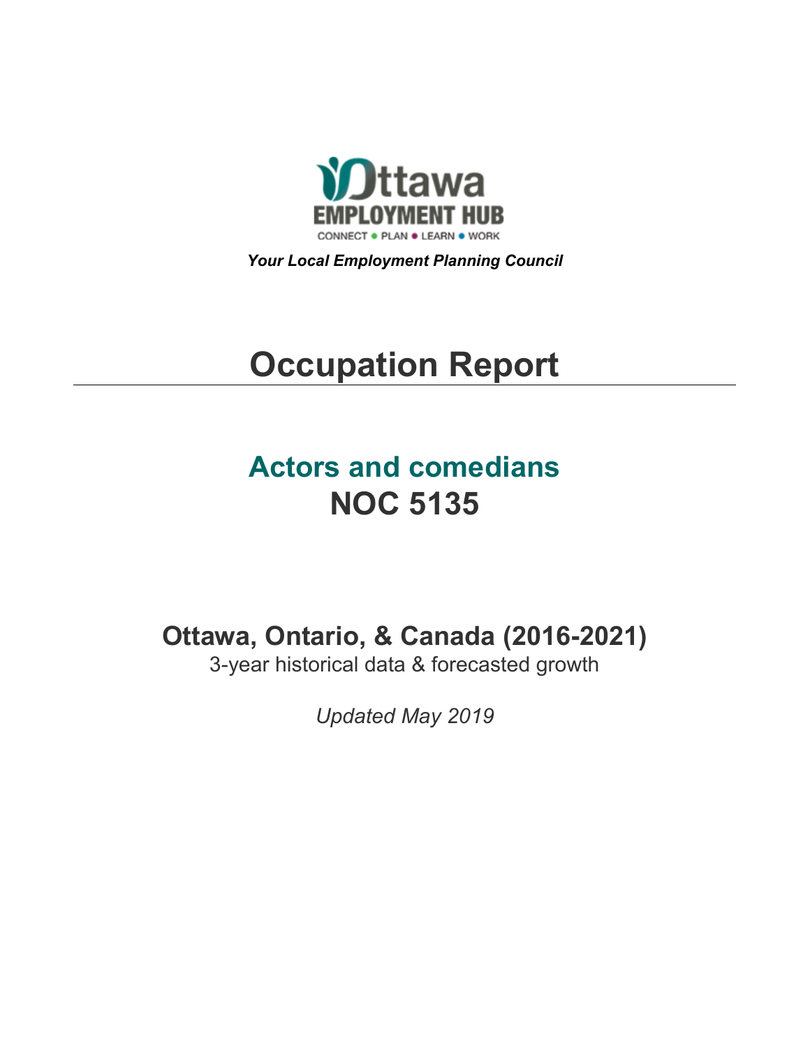Ottawa EMPLOYMENT HUB

CONNECT • PLAN • LEARN • WORK

***Your Local Employment Planning Council***

# Occupation Report

## Actors and comedians
## NOC 5135

### Ottawa, Ontario, & Canada (2016-2021)

3-year historical data & forecasted growth

*Updated May 2019*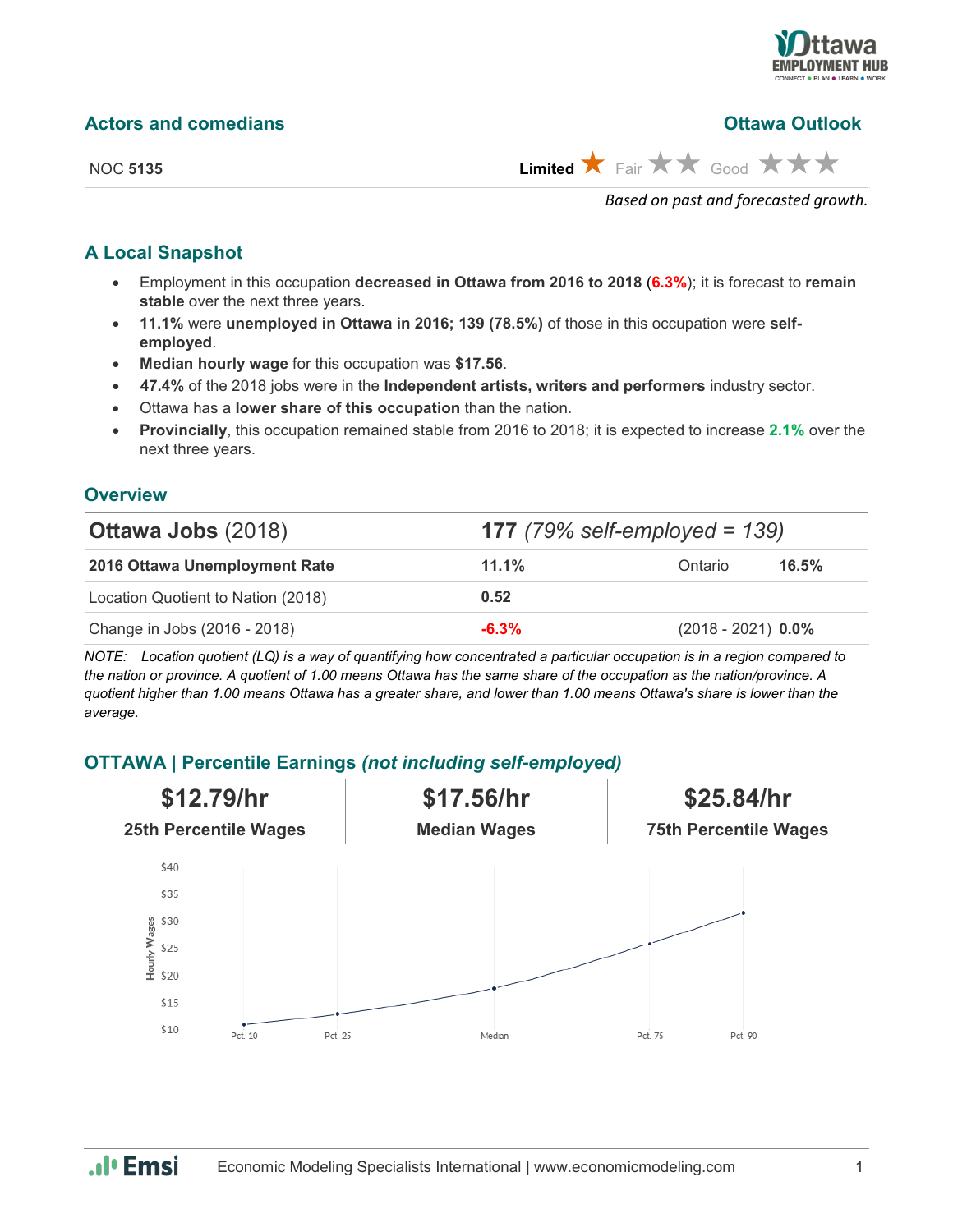## Actors and comedians

**Ottawa Outlook**

NOC **5135**

**Limited** ★ Fair ★★ Good ★★★

*Based on past and forecasted growth.*

### A Local Snapshot

- Employment in this occupation **decreased in Ottawa from 2016 to 2018** (**6.3%**); it is forecast to **remain stable** over the next three years.
- **11.1%** were **unemployed in Ottawa in 2016; 139 (78.5%)** of those in this occupation were **self-employed**.
- **Median hourly wage** for this occupation was **$17.56**.
- **47.4%** of the 2018 jobs were in the **Independent artists, writers and performers** industry sector.
- Ottawa has a **lower share of this occupation** than the nation.
- **Provincially**, this occupation remained stable from 2016 to 2018; it is expected to increase **2.1%** over the next three years.

### Overview

| **Ottawa Jobs** (2018) | **177** *(79% self-employed = 139)* | | |
|---|---|---|---|
| **2016 Ottawa Unemployment Rate** | **11.1%** | Ontario | **16.5%** |
| Location Quotient to Nation (2018) | **0.52** | | |
| Change in Jobs (2016 - 2018) | **-6.3%** | (2018 - 2021) | **0.0%** |

*NOTE: Location quotient (LQ) is a way of quantifying how concentrated a particular occupation is in a region compared to the nation or province. A quotient of 1.00 means Ottawa has the same share of the occupation as the nation/province. A quotient higher than 1.00 means Ottawa has a greater share, and lower than 1.00 means Ottawa's share is lower than the average.*

### OTTAWA | Percentile Earnings *(not including self-employed)*

| $12.79/hr | $17.56/hr | $25.84/hr |
|---|---|---|
| 25th Percentile Wages | Median Wages | 75th Percentile Wages |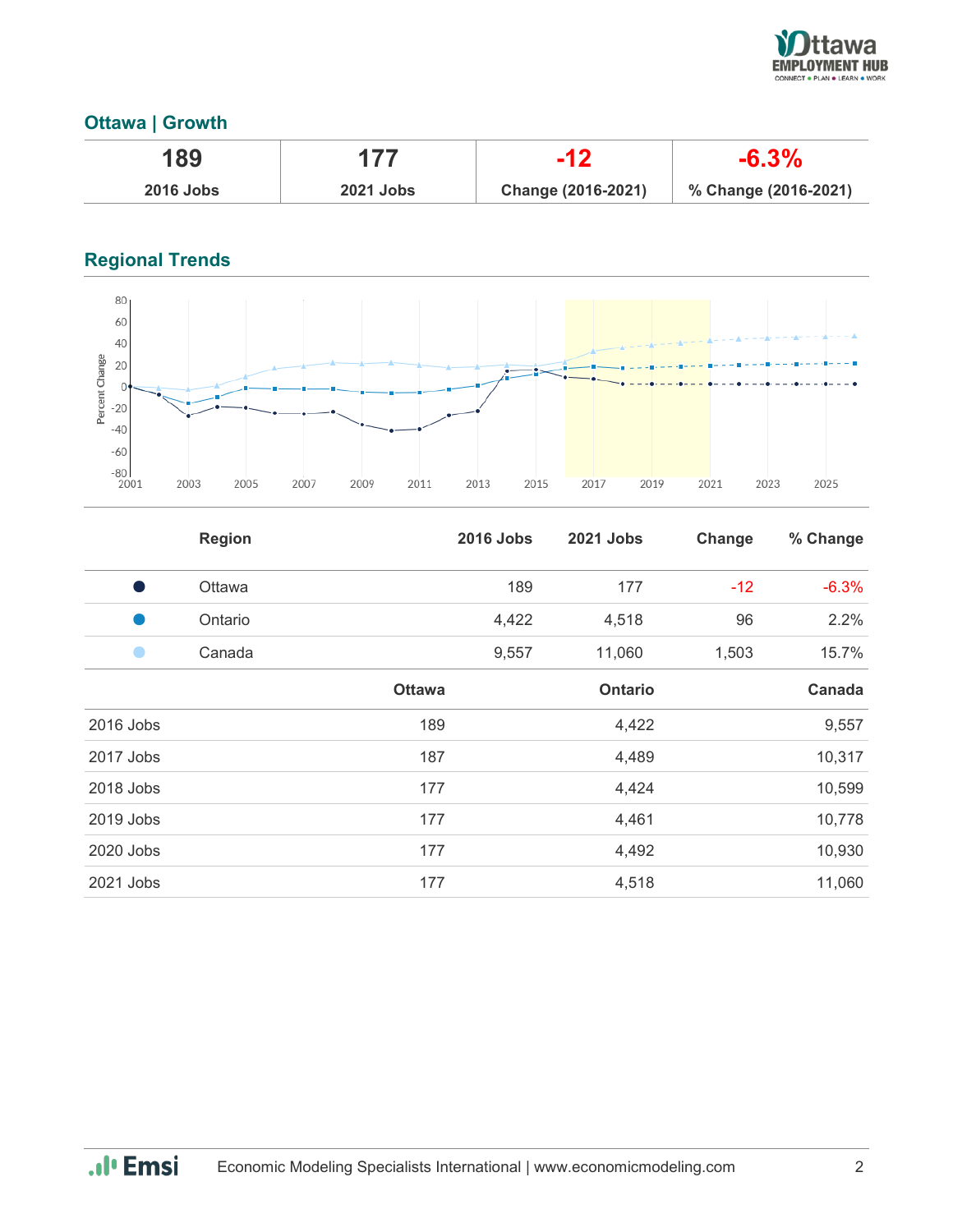## Ottawa | Growth

| 189 | 177 | -12 | -6.3% |
|---|---|---|---|
| 2016 Jobs | 2021 Jobs | Change (2016-2021) | % Change (2016-2021) |

## Regional Trends

| | Region | 2016 Jobs | 2021 Jobs | Change | % Change |
|---|---|---|---|---|---|
| ● | Ottawa | 189 | 177 | -12 | -6.3% |
| ● | Ontario | 4,422 | 4,518 | 96 | 2.2% |
| ● | Canada | 9,557 | 11,060 | 1,503 | 15.7% |

| | Ottawa | Ontario | Canada |
|---|---|---|---|
| 2016 Jobs | 189 | 4,422 | 9,557 |
| 2017 Jobs | 187 | 4,489 | 10,317 |
| 2018 Jobs | 177 | 4,424 | 10,599 |
| 2019 Jobs | 177 | 4,461 | 10,778 |
| 2020 Jobs | 177 | 4,492 | 10,930 |
| 2021 Jobs | 177 | 4,518 | 11,060 |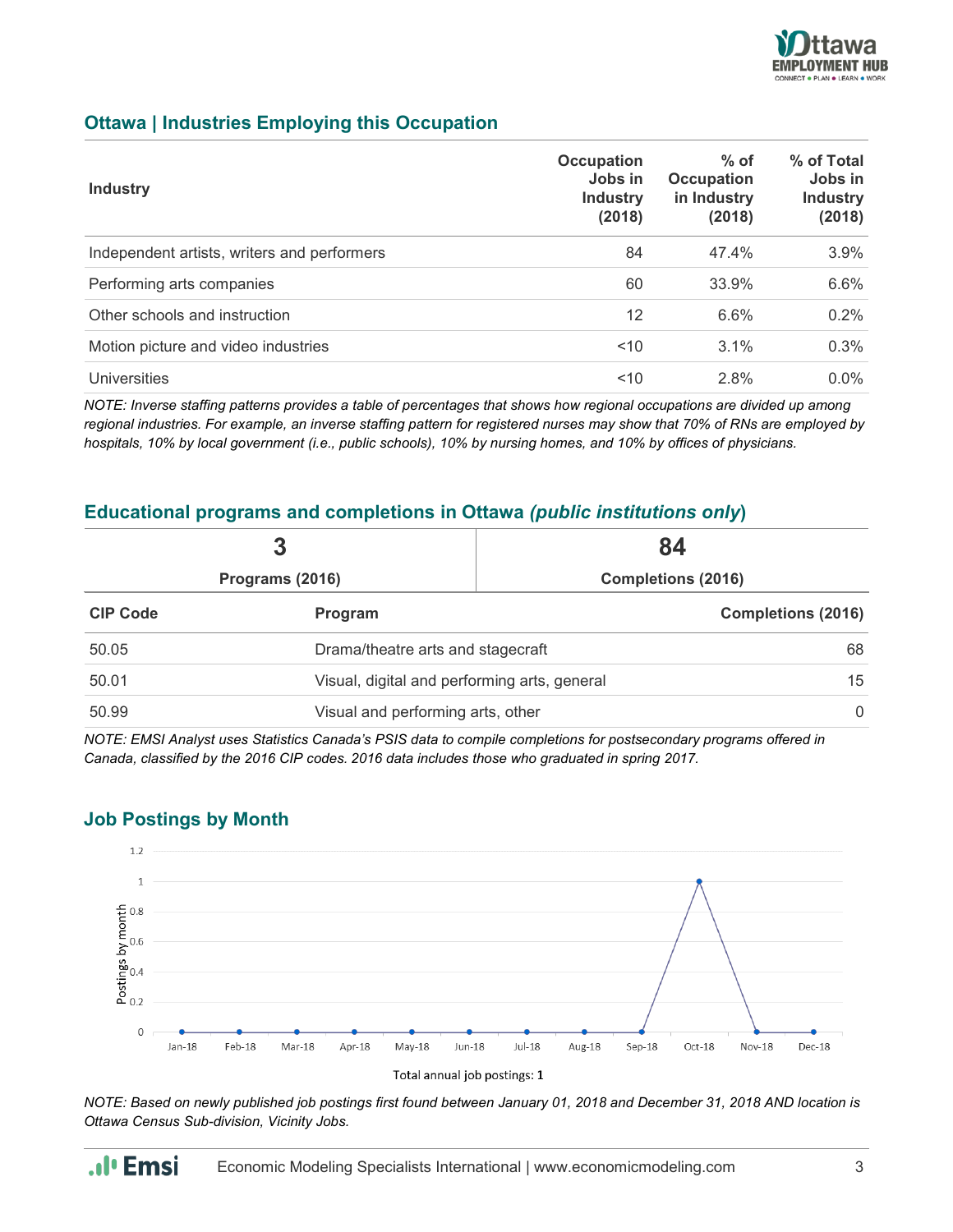## Ottawa | Industries Employing this Occupation

| Industry | Occupation Jobs in Industry (2018) | % of Occupation in Industry (2018) | % of Total Jobs in Industry (2018) |
|---|---|---|---|
| Independent artists, writers and performers | 84 | 47.4% | 3.9% |
| Performing arts companies | 60 | 33.9% | 6.6% |
| Other schools and instruction | 12 | 6.6% | 0.2% |
| Motion picture and video industries | <10 | 3.1% | 0.3% |
| Universities | <10 | 2.8% | 0.0% |

*NOTE: Inverse staffing patterns provides a table of percentages that shows how regional occupations are divided up among regional industries. For example, an inverse staffing pattern for registered nurses may show that 70% of RNs are employed by hospitals, 10% by local government (i.e., public schools), 10% by nursing homes, and 10% by offices of physicians.*

## Educational programs and completions in Ottawa *(public institutions only)*

| 3 | 84 |
|---|---|
| Programs (2016) | Completions (2016) |

| CIP Code | Program | Completions (2016) |
|---|---|---|
| 50.05 | Drama/theatre arts and stagecraft | 68 |
| 50.01 | Visual, digital and performing arts, general | 15 |
| 50.99 | Visual and performing arts, other | 0 |

*NOTE: EMSI Analyst uses Statistics Canada's PSIS data to compile completions for postsecondary programs offered in Canada, classified by the 2016 CIP codes. 2016 data includes those who graduated in spring 2017.*

## Job Postings by Month

| Month | Postings by month |
|---|---|
| Jan-18 | 0 |
| Feb-18 | 0 |
| Mar-18 | 0 |
| Apr-18 | 0 |
| May-18 | 0 |
| Jun-18 | 0 |
| Jul-18 | 0 |
| Aug-18 | 0 |
| Sep-18 | 0 |
| Oct-18 | 1 |
| Nov-18 | 0 |
| Dec-18 | 0 |

Total annual job postings: 1

*NOTE: Based on newly published job postings first found between January 01, 2018 and December 31, 2018 AND location is Ottawa Census Sub-division, Vicinity Jobs.*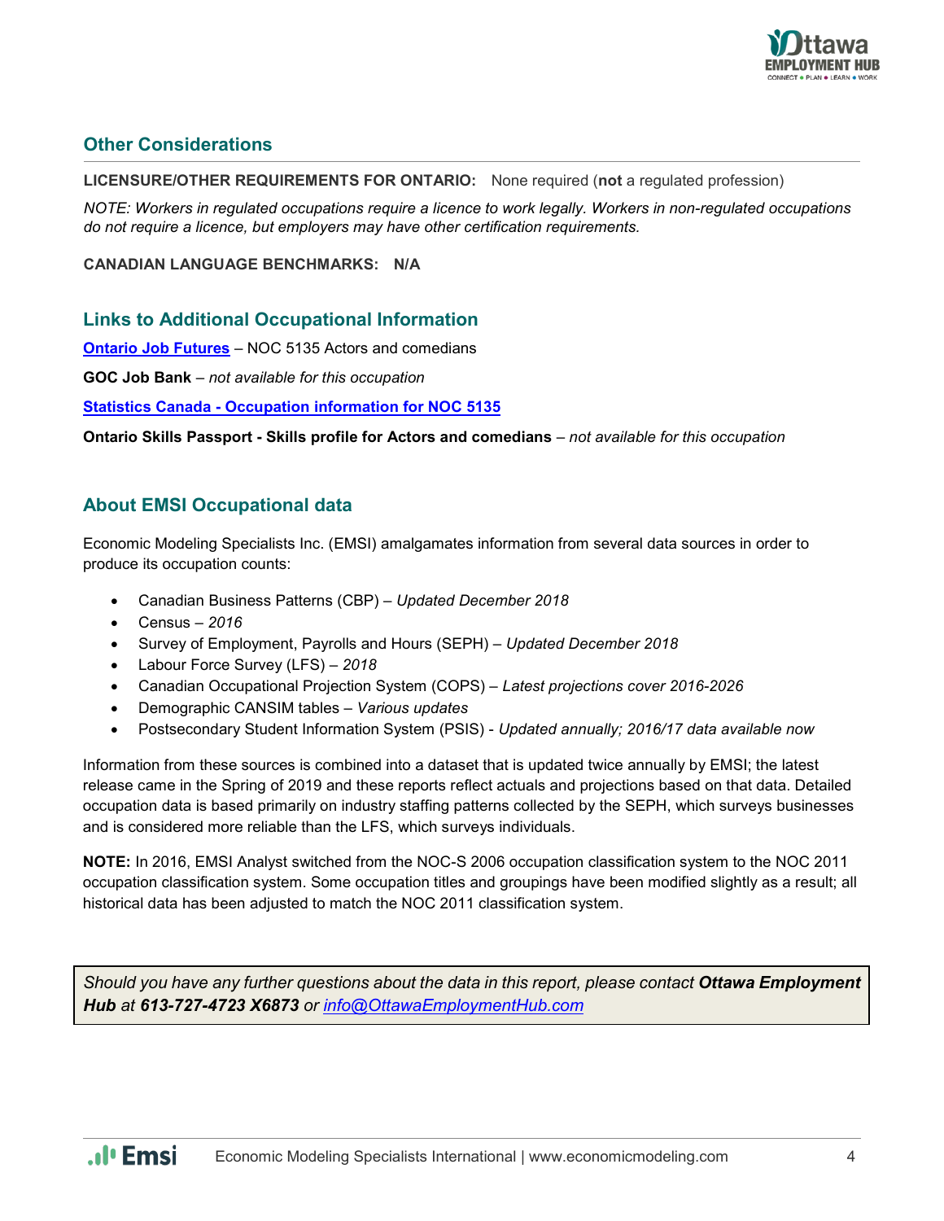## Other Considerations

**LICENSURE/OTHER REQUIREMENTS FOR ONTARIO:** None required (**not** a regulated profession)

*NOTE: Workers in regulated occupations require a licence to work legally. Workers in non-regulated occupations do not require a licence, but employers may have other certification requirements.*

**CANADIAN LANGUAGE BENCHMARKS: N/A**

## Links to Additional Occupational Information

**Ontario Job Futures** – NOC 5135 Actors and comedians

**GOC Job Bank** – *not available for this occupation*

**Statistics Canada - Occupation information for NOC 5135**

**Ontario Skills Passport - Skills profile for Actors and comedians** – *not available for this occupation*

## About EMSI Occupational data

Economic Modeling Specialists Inc. (EMSI) amalgamates information from several data sources in order to produce its occupation counts:

- Canadian Business Patterns (CBP) – *Updated December 2018*
- Census – *2016*
- Survey of Employment, Payrolls and Hours (SEPH) – *Updated December 2018*
- Labour Force Survey (LFS) – *2018*
- Canadian Occupational Projection System (COPS) – *Latest projections cover 2016-2026*
- Demographic CANSIM tables – *Various updates*
- Postsecondary Student Information System (PSIS) - *Updated annually; 2016/17 data available now*

Information from these sources is combined into a dataset that is updated twice annually by EMSI; the latest release came in the Spring of 2019 and these reports reflect actuals and projections based on that data. Detailed occupation data is based primarily on industry staffing patterns collected by the SEPH, which surveys businesses and is considered more reliable than the LFS, which surveys individuals.

**NOTE:** In 2016, EMSI Analyst switched from the NOC-S 2006 occupation classification system to the NOC 2011 occupation classification system. Some occupation titles and groupings have been modified slightly as a result; all historical data has been adjusted to match the NOC 2011 classification system.

*Should you have any further questions about the data in this report, please contact **Ottawa Employment Hub** at **613-727-4723 X6873** or info@OttawaEmploymentHub.com*